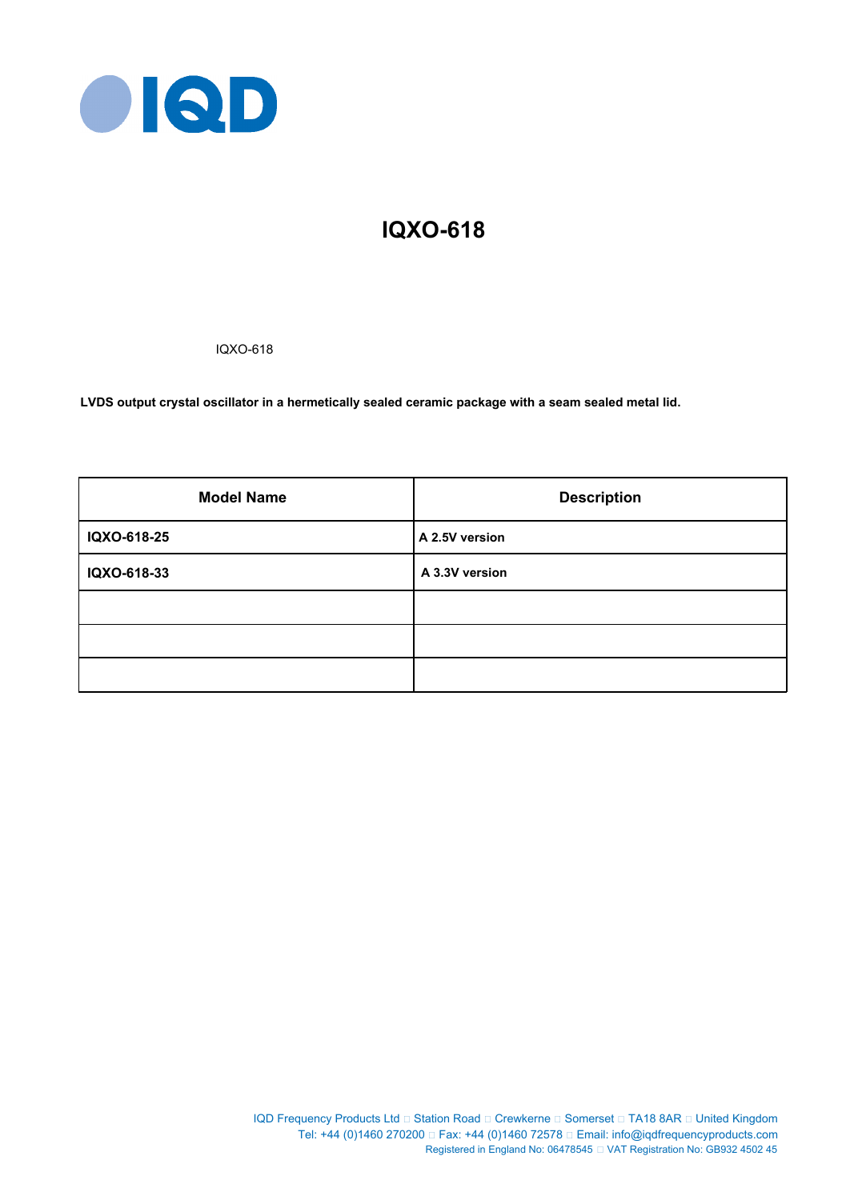# IQXO-618

IQXO-618

**LVDS output crystal oscillator in a hermetically sealed ceramic package with a seam sealed metal lid.**

| Model Name | Description |
|---|---|
| **IQXO-618-25** | **A 2.5V version** |
| **IQXO-618-33** | **A 3.3V version** |
| | |
| | |
| | |

IQD Frequency Products Ltd □ Station Road □ Crewkerne □ Somerset □ TA18 8AR □ United Kingdom
Tel: +44 (0)1460 270200 □ Fax: +44 (0)1460 72578 □ Email: info@iqdfrequencyproducts.com
Registered in England No: 06478545 □ VAT Registration No: GB932 4502 45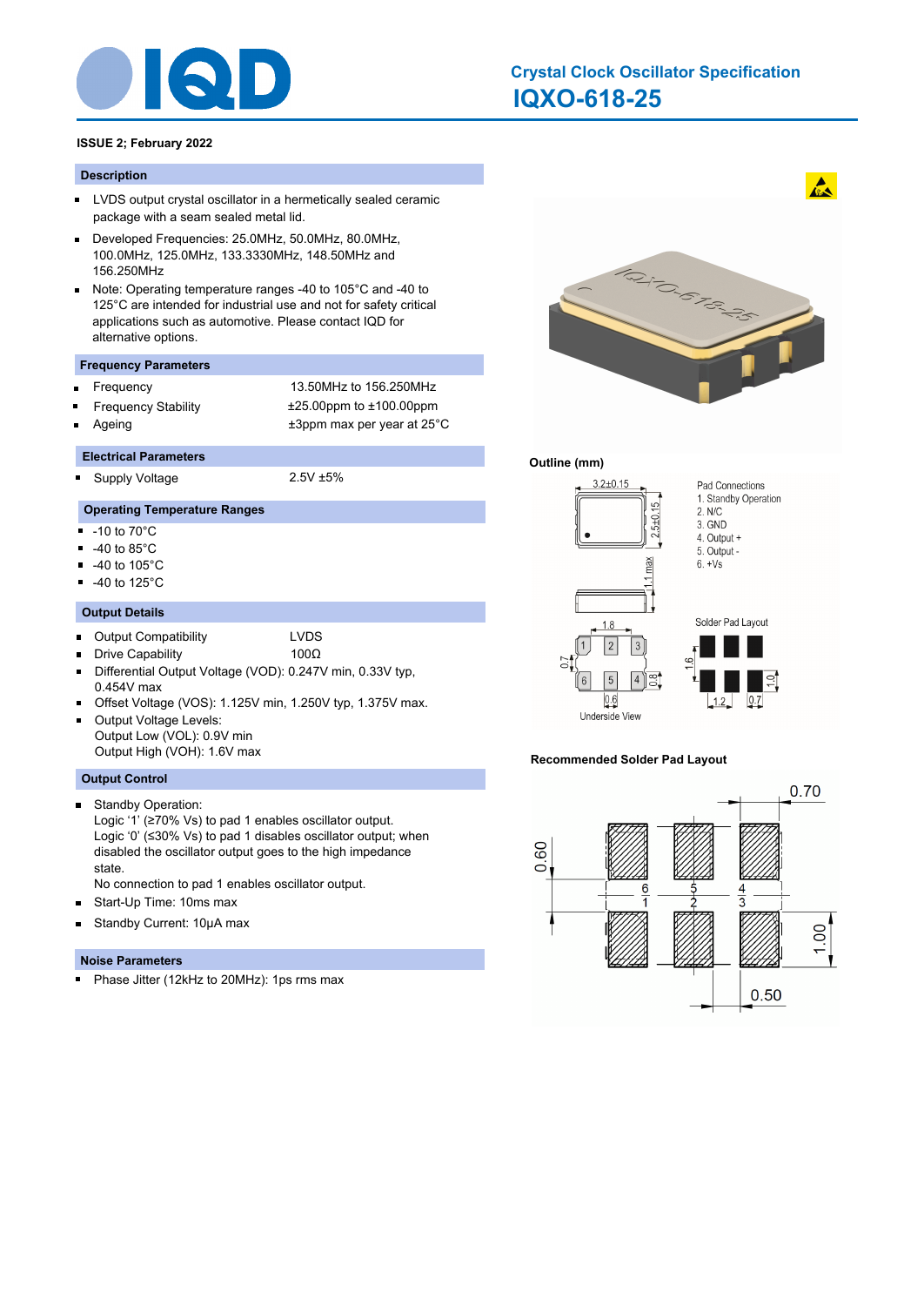# Crystal Clock Oscillator Specification

## IQXO-618-25

**ISSUE 2; February 2022**

### Description

- LVDS output crystal oscillator in a hermetically sealed ceramic package with a seam sealed metal lid.
- Developed Frequencies: 25.0MHz, 50.0MHz, 80.0MHz, 100.0MHz, 125.0MHz, 133.3330MHz, 148.50MHz and 156.250MHz
- Note: Operating temperature ranges -40 to 105°C and -40 to 125°C are intended for industrial use and not for safety critical applications such as automotive. Please contact IQD for alternative options.

### Frequency Parameters

- Frequency — 13.50MHz to 156.250MHz
- Frequency Stability — ±25.00ppm to ±100.00ppm
- Ageing — ±3ppm max per year at 25°C

### Electrical Parameters

- Supply Voltage — 2.5V ±5%

### Operating Temperature Ranges

- -10 to 70°C
- -40 to 85°C
- -40 to 105°C
- -40 to 125°C

### Output Details

- Output Compatibility — LVDS
- Drive Capability — 100Ω
- Differential Output Voltage (VOD): 0.247V min, 0.33V typ, 0.454V max
- Offset Voltage (VOS): 1.125V min, 1.250V typ, 1.375V max.
- Output Voltage Levels:
  Output Low (VOL): 0.9V min
  Output High (VOH): 1.6V max

### Output Control

- Standby Operation:
  Logic '1' (≥70% Vs) to pad 1 enables oscillator output.
  Logic '0' (≤30% Vs) to pad 1 disables oscillator output; when disabled the oscillator output goes to the high impedance state.
  No connection to pad 1 enables oscillator output.
- Start-Up Time: 10ms max
- Standby Current: 10µA max

### Noise Parameters

- Phase Jitter (12kHz to 20MHz): 1ps rms max

**Outline (mm)**

Pad Connections
1. Standby Operation
2. N/C
3. GND
4. Output +
5. Output -
6. +Vs

**Recommended Solder Pad Layout**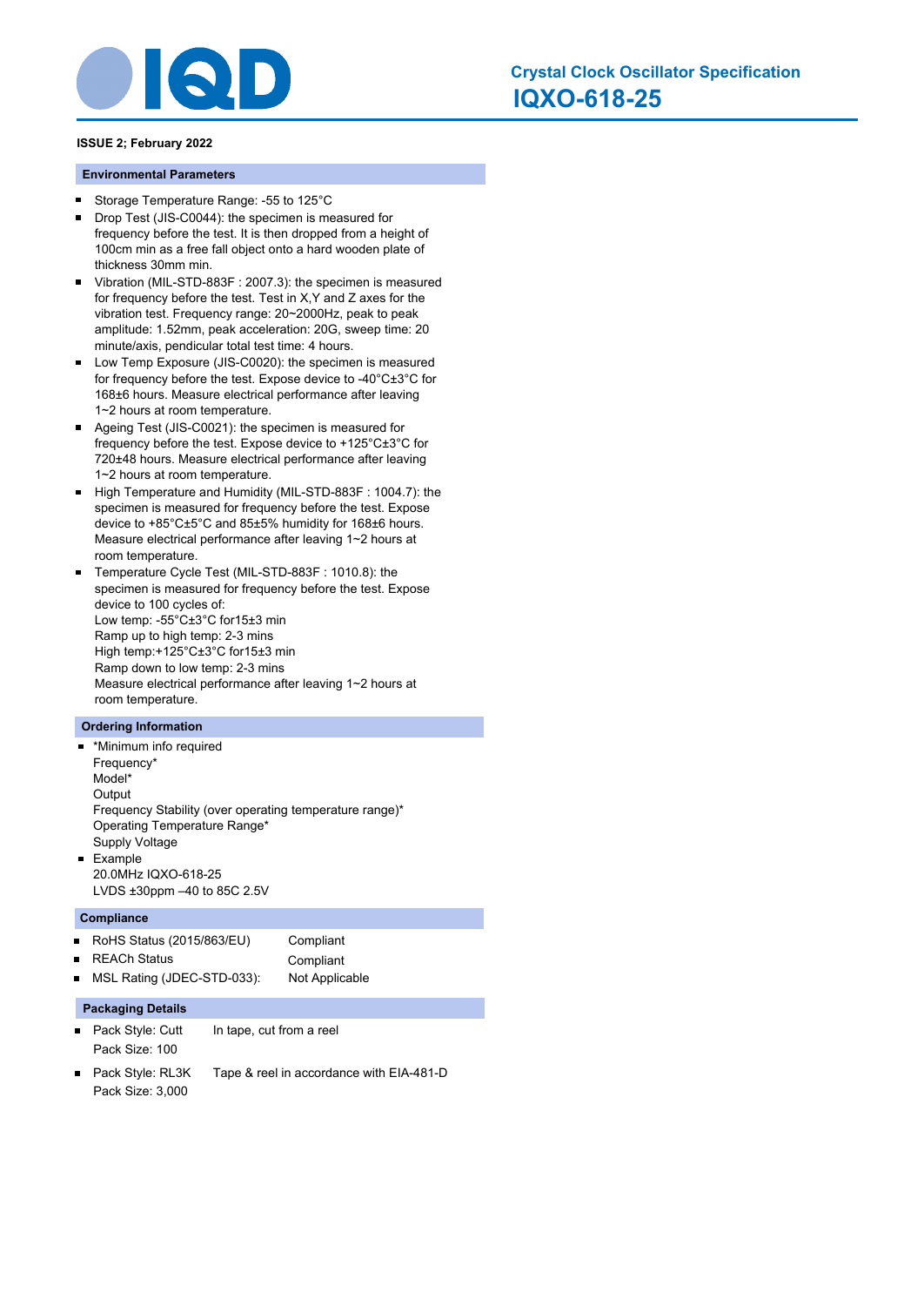# Crystal Clock Oscillator Specification

## IQXO-618-25

**ISSUE 2; February 2022**

### Environmental Parameters

- Storage Temperature Range: -55 to 125°C
- Drop Test (JIS-C0044): the specimen is measured for frequency before the test. It is then dropped from a height of 100cm min as a free fall object onto a hard wooden plate of thickness 30mm min.
- Vibration (MIL-STD-883F : 2007.3): the specimen is measured for frequency before the test. Test in X,Y and Z axes for the vibration test. Frequency range: 20~2000Hz, peak to peak amplitude: 1.52mm, peak acceleration: 20G, sweep time: 20 minute/axis, pendicular total test time: 4 hours.
- Low Temp Exposure (JIS-C0020): the specimen is measured for frequency before the test. Expose device to -40°C±3°C for 168±6 hours. Measure electrical performance after leaving 1~2 hours at room temperature.
- Ageing Test (JIS-C0021): the specimen is measured for frequency before the test. Expose device to +125°C±3°C for 720±48 hours. Measure electrical performance after leaving 1~2 hours at room temperature.
- High Temperature and Humidity (MIL-STD-883F : 1004.7): the specimen is measured for frequency before the test. Expose device to +85°C±5°C and 85±5% humidity for 168±6 hours. Measure electrical performance after leaving 1~2 hours at room temperature.
- Temperature Cycle Test (MIL-STD-883F : 1010.8): the specimen is measured for frequency before the test. Expose device to 100 cycles of:
  Low temp: -55°C±3°C for15±3 min
  Ramp up to high temp: 2-3 mins
  High temp:+125°C±3°C for15±3 min
  Ramp down to low temp: 2-3 mins
  Measure electrical performance after leaving 1~2 hours at room temperature.

### Ordering Information

- *Minimum info required
  Frequency*
  Model*
  Output
  Frequency Stability (over operating temperature range)*
  Operating Temperature Range*
  Supply Voltage
- Example
  20.0MHz IQXO-618-25
  LVDS ±30ppm –40 to 85C 2.5V

### Compliance

| | |
|---|---|
| RoHS Status (2015/863/EU) | Compliant |
| REACh Status | Compliant |
| MSL Rating (JDEC-STD-033): | Not Applicable |

### Packaging Details

- Pack Style: Cutt — In tape, cut from a reel
  Pack Size: 100
- Pack Style: RL3K — Tape & reel in accordance with EIA-481-D
  Pack Size: 3,000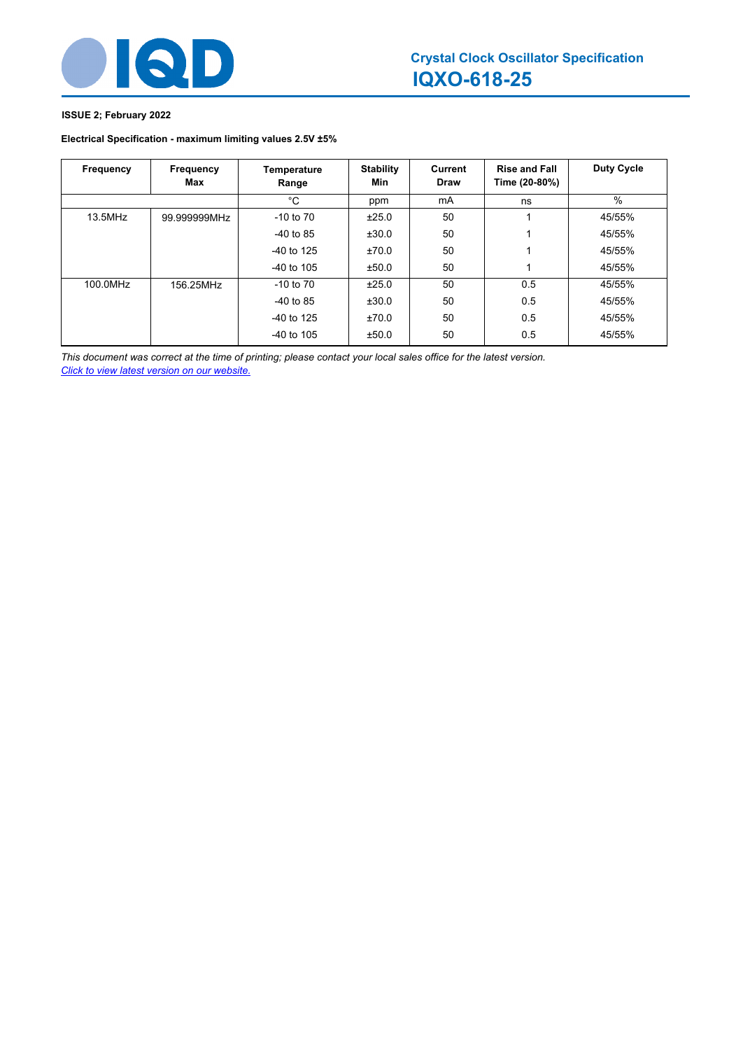# Crystal Clock Oscillator Specification
## IQXO-618-25

**ISSUE 2; February 2022**

**Electrical Specification - maximum limiting values 2.5V ±5%**

| Frequency | Frequency Max | Temperature Range | Stability Min | Current Draw | Rise and Fall Time (20-80%) | Duty Cycle |
|---|---|---|---|---|---|---|
| | | °C | ppm | mA | ns | % |
| 13.5MHz | 99.999999MHz | -10 to 70 | ±25.0 | 50 | 1 | 45/55% |
| | | -40 to 85 | ±30.0 | 50 | 1 | 45/55% |
| | | -40 to 125 | ±70.0 | 50 | 1 | 45/55% |
| | | -40 to 105 | ±50.0 | 50 | 1 | 45/55% |
| 100.0MHz | 156.25MHz | -10 to 70 | ±25.0 | 50 | 0.5 | 45/55% |
| | | -40 to 85 | ±30.0 | 50 | 0.5 | 45/55% |
| | | -40 to 125 | ±70.0 | 50 | 0.5 | 45/55% |
| | | -40 to 105 | ±50.0 | 50 | 0.5 | 45/55% |

*This document was correct at the time of printing; please contact your local sales office for the latest version.*
*Click to view latest version on our website.*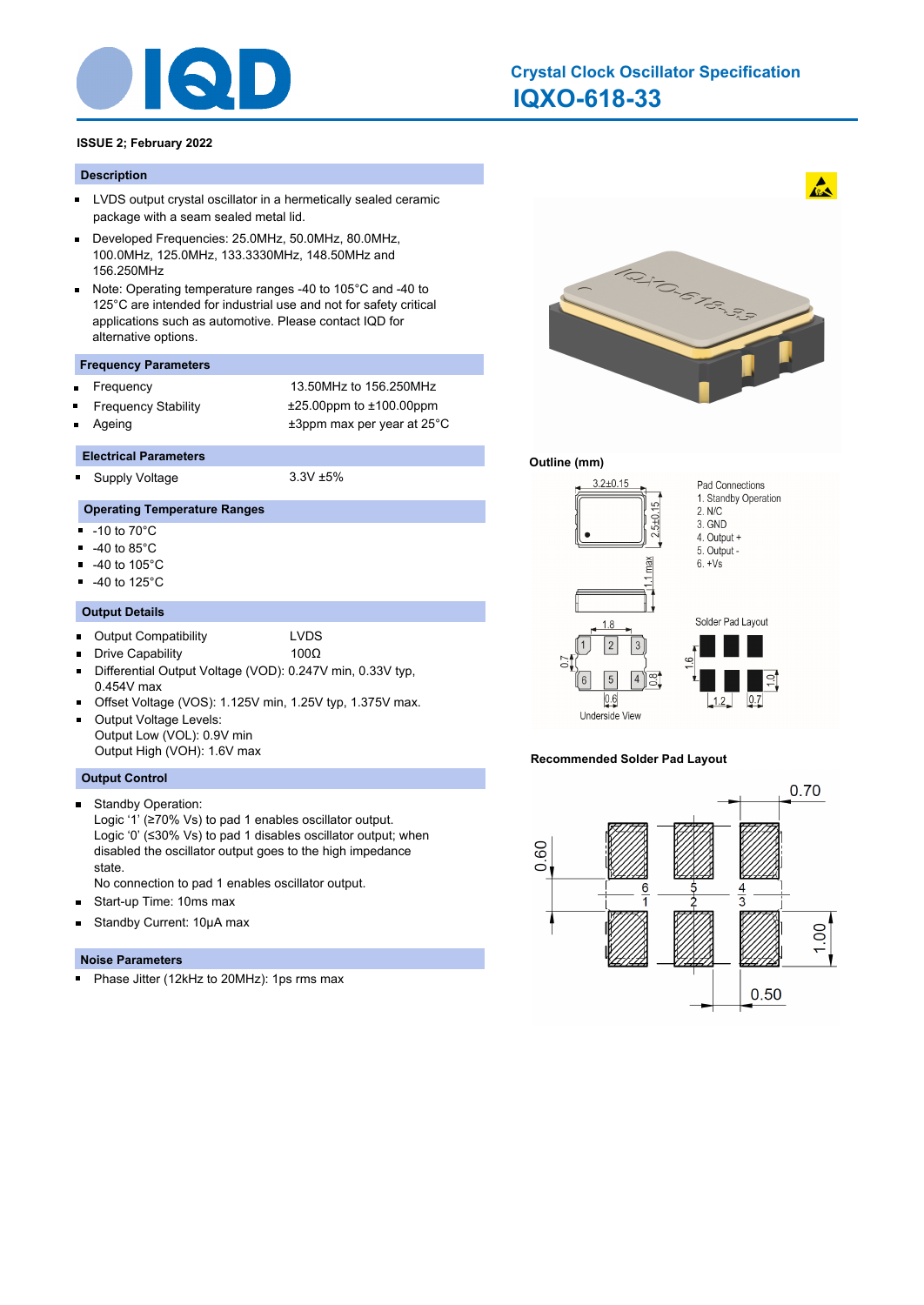# Crystal Clock Oscillator Specification

## IQXO-618-33

**ISSUE 2; February 2022**

### Description

- LVDS output crystal oscillator in a hermetically sealed ceramic package with a seam sealed metal lid.
- Developed Frequencies: 25.0MHz, 50.0MHz, 80.0MHz, 100.0MHz, 125.0MHz, 133.3330MHz, 148.50MHz and 156.250MHz
- Note: Operating temperature ranges -40 to 105°C and -40 to 125°C are intended for industrial use and not for safety critical applications such as automotive. Please contact IQD for alternative options.

### Frequency Parameters

- Frequency: 13.50MHz to 156.250MHz
- Frequency Stability: ±25.00ppm to ±100.00ppm
- Ageing: ±3ppm max per year at 25°C

### Electrical Parameters

- Supply Voltage: 3.3V ±5%

### Operating Temperature Ranges

- -10 to 70°C
- -40 to 85°C
- -40 to 105°C
- -40 to 125°C

### Output Details

- Output Compatibility: LVDS
- Drive Capability: 100Ω
- Differential Output Voltage (VOD): 0.247V min, 0.33V typ, 0.454V max
- Offset Voltage (VOS): 1.125V min, 1.25V typ, 1.375V max.
- Output Voltage Levels:
  Output Low (VOL): 0.9V min
  Output High (VOH): 1.6V max

### Output Control

- Standby Operation:
  Logic '1' (≥70% Vs) to pad 1 enables oscillator output.
  Logic '0' (≤30% Vs) to pad 1 disables oscillator output; when disabled the oscillator output goes to the high impedance state.
  No connection to pad 1 enables oscillator output.
- Start-up Time: 10ms max
- Standby Current: 10µA max

### Noise Parameters

- Phase Jitter (12kHz to 20MHz): 1ps rms max

**Outline (mm)**

Pad Connections
1. Standby Operation
2. N/C
3. GND
4. Output +
5. Output -
6. +Vs

Dimensions: 3.2±0.15 × 2.5±0.15, 1.1 max height. Underside View: 1.8, 0.7, 0.8, 0.6. Solder Pad Layout: 1.6, 1.0, 1.2, 0.7.

**Recommended Solder Pad Layout**

Dimensions: 0.70, 0.60, 1.00, 0.50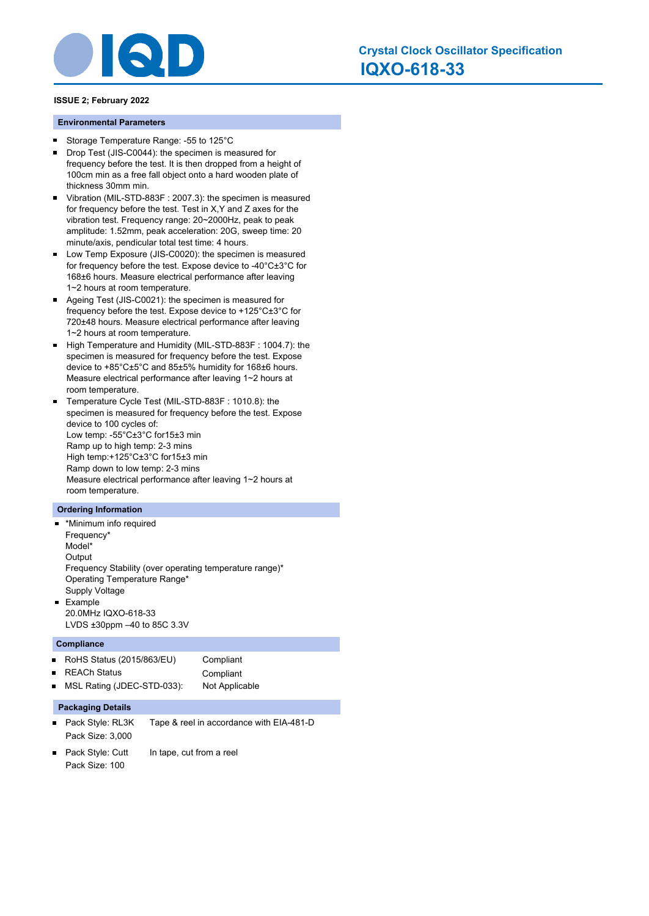# Crystal Clock Oscillator Specification

## IQXO-618-33

**ISSUE 2; February 2022**

### Environmental Parameters

- Storage Temperature Range: -55 to 125°C
- Drop Test (JIS-C0044): the specimen is measured for frequency before the test. It is then dropped from a height of 100cm min as a free fall object onto a hard wooden plate of thickness 30mm min.
- Vibration (MIL-STD-883F : 2007.3): the specimen is measured for frequency before the test. Test in X,Y and Z axes for the vibration test. Frequency range: 20~2000Hz, peak to peak amplitude: 1.52mm, peak acceleration: 20G, sweep time: 20 minute/axis, pendicular total test time: 4 hours.
- Low Temp Exposure (JIS-C0020): the specimen is measured for frequency before the test. Expose device to -40°C±3°C for 168±6 hours. Measure electrical performance after leaving 1~2 hours at room temperature.
- Ageing Test (JIS-C0021): the specimen is measured for frequency before the test. Expose device to +125°C±3°C for 720±48 hours. Measure electrical performance after leaving 1~2 hours at room temperature.
- High Temperature and Humidity (MIL-STD-883F : 1004.7): the specimen is measured for frequency before the test. Expose device to +85°C±5°C and 85±5% humidity for 168±6 hours. Measure electrical performance after leaving 1~2 hours at room temperature.
- Temperature Cycle Test (MIL-STD-883F : 1010.8): the specimen is measured for frequency before the test. Expose device to 100 cycles of:
  Low temp: -55°C±3°C for15±3 min
  Ramp up to high temp: 2-3 mins
  High temp:+125°C±3°C for15±3 min
  Ramp down to low temp: 2-3 mins
  Measure electrical performance after leaving 1~2 hours at room temperature.

### Ordering Information

- *Minimum info required
  Frequency*
  Model*
  Output
  Frequency Stability (over operating temperature range)*
  Operating Temperature Range*
  Supply Voltage
- Example
  20.0MHz IQXO-618-33
  LVDS ±30ppm –40 to 85C 3.3V

### Compliance

| | |
|---|---|
| RoHS Status (2015/863/EU) | Compliant |
| REACh Status | Compliant |
| MSL Rating (JDEC-STD-033): | Not Applicable |

### Packaging Details

- Pack Style: RL3K — Tape & reel in accordance with EIA-481-D
  Pack Size: 3,000
- Pack Style: Cutt — In tape, cut from a reel
  Pack Size: 100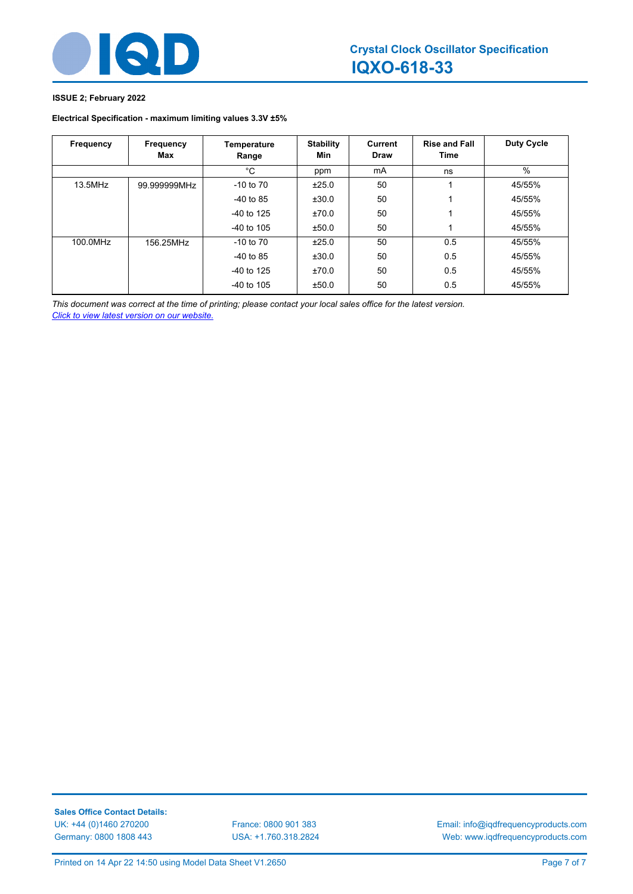**ISSUE 2; February 2022**

**Electrical Specification - maximum limiting values 3.3V ±5%**

| Frequency | Frequency Max | Temperature Range | Stability Min | Current Draw | Rise and Fall Time | Duty Cycle |
|---|---|---|---|---|---|---|
| | | °C | ppm | mA | ns | % |
| 13.5MHz | 99.999999MHz | -10 to 70 | ±25.0 | 50 | 1 | 45/55% |
| | | -40 to 85 | ±30.0 | 50 | 1 | 45/55% |
| | | -40 to 125 | ±70.0 | 50 | 1 | 45/55% |
| | | -40 to 105 | ±50.0 | 50 | 1 | 45/55% |
| 100.0MHz | 156.25MHz | -10 to 70 | ±25.0 | 50 | 0.5 | 45/55% |
| | | -40 to 85 | ±30.0 | 50 | 0.5 | 45/55% |
| | | -40 to 125 | ±70.0 | 50 | 0.5 | 45/55% |
| | | -40 to 105 | ±50.0 | 50 | 0.5 | 45/55% |

*This document was correct at the time of printing; please contact your local sales office for the latest version.*
*Click to view latest version on our website.*

**Sales Office Contact Details:**
UK: +44 (0)1460 270200
Germany: 0800 1808 443
France: 0800 901 383
USA: +1.760.318.2824
Email: info@iqdfrequencyproducts.com
Web: www.iqdfrequencyproducts.com